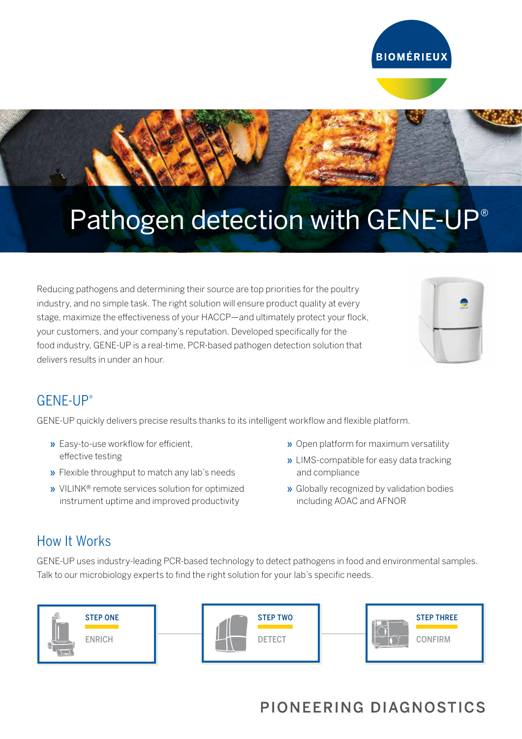# Pathogen detection with GENE-UP®

Reducing pathogens and determining their source are top priorities for the poultry industry, and no simple task. The right solution will ensure product quality at every stage, maximize the effectiveness of your HACCP—and ultimately protect your flock, your customers, and your company's reputation. Developed specifically for the food industry, GENE-UP is a real-time, PCR-based pathogen detection solution that delivers results in under an hour.

## GENE-UP®

GENE-UP quickly delivers precise results thanks to its intelligent workflow and flexible platform.

- Easy-to-use workflow for efficient, effective testing
- Flexible throughput to match any lab's needs
- VILINK® remote services solution for optimized instrument uptime and improved productivity
- Open platform for maximum versatility
- LIMS-compatible for easy data tracking and compliance
- Globally recognized by validation bodies including AOAC and AFNOR

## How It Works

GENE-UP uses industry-leading PCR-based technology to detect pathogens in food and environmental samples. Talk to our microbiology experts to find the right solution for your lab's specific needs.

**STEP ONE** — ENRICH

**STEP TWO** — DETECT

**STEP THREE** — CONFIRM

PIONEERING DIAGNOSTICS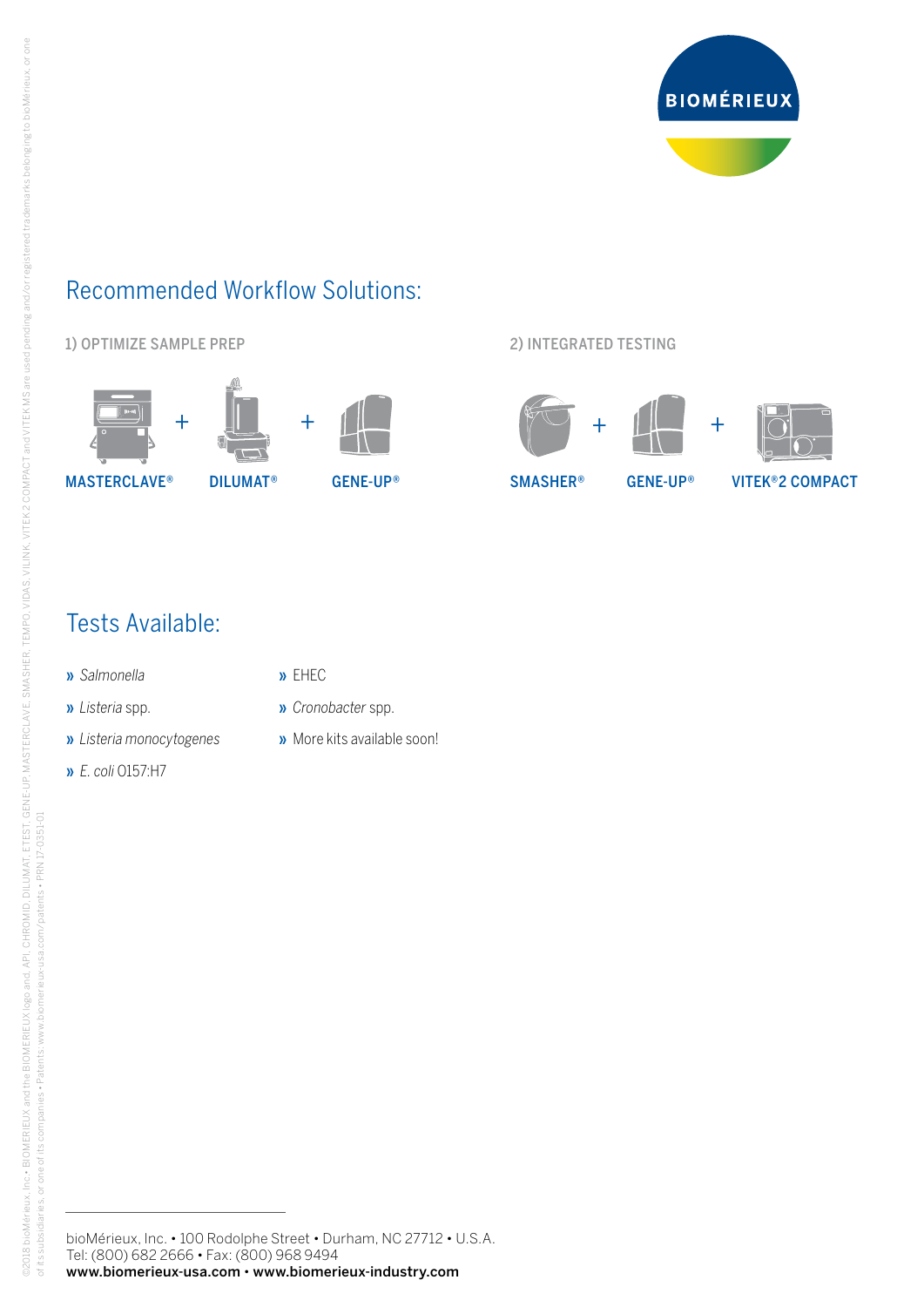BIOMÉRIEUX

## Recommended Workflow Solutions:

1) OPTIMIZE SAMPLE PREP

MASTERCLAVE® + DILUMAT® + GENE-UP®

2) INTEGRATED TESTING

SMASHER® + GENE-UP® + VITEK®2 COMPACT

## Tests Available:

- » *Salmonella*
- » *Listeria* spp.
- » *Listeria monocytogenes*
- » *E. coli* O157:H7
- » EHEC
- » *Cronobacter* spp.
- » More kits available soon!

©2018 bioMérieux, Inc. • BIOMERIEUX and the BIOMERIEUX logo and, API, CHROMID, DILUMAT, ETEST, GENE-UP, MASTERCLAVE, SMASHER, TEMPO, VIDAS, VILINK, VITEK 2 COMPACT and VITEK MS are used pending and/or registered trademarks belonging to bioMérieux, or one of its subsidiaries, or one of its companies • Patents: www.biomerieux-usa.com/patents • PRN 17-0351-01

bioMérieux, Inc. • 100 Rodolphe Street • Durham, NC 27712 • U.S.A.
Tel: (800) 682 2666 • Fax: (800) 968 9494
**www.biomerieux-usa.com • www.biomerieux-industry.com**